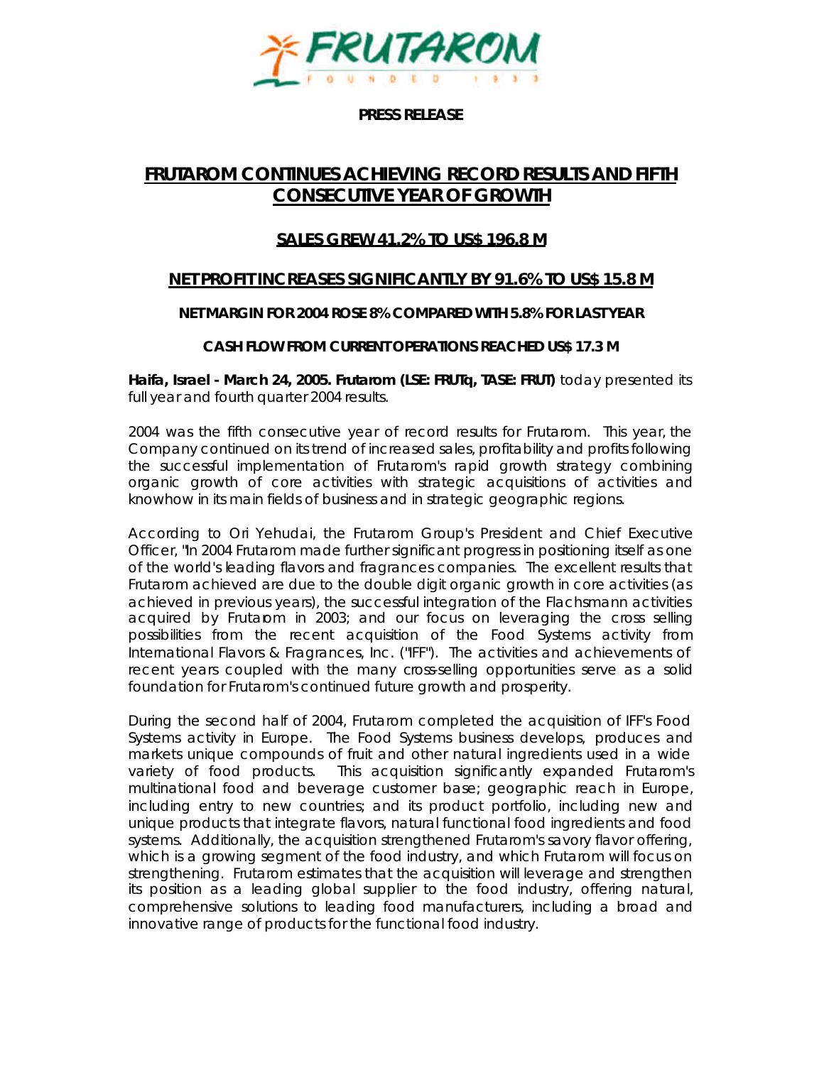FRUTAROM

FOUNDED 1933

**PRESS RELEASE**

# FRUTAROM CONTINUES ACHIEVING RECORD RESULTS AND FIFTH CONSECUTIVE YEAR OF GROWTH

## SALES GREW 41.2% TO US$ 196.8 M

## NET PROFIT INCREASES SIGNIFICANTLY BY 91.6% TO US$ 15.8 M

### NET MARGIN FOR 2004 ROSE 8% COMPARED WITH 5.8% FOR LAST YEAR

### CASH FLOW FROM CURRENT OPERATIONS REACHED US$ 17.3 M

**Haifa, Israel - March 24, 2005. Frutarom (LSE: FRUTq, TASE: FRUT)** today presented its full year and fourth quarter 2004 results.

2004 was the fifth consecutive year of record results for Frutarom. This year, the Company continued on its trend of increased sales, profitability and profits following the successful implementation of Frutarom's rapid growth strategy combining organic growth of core activities with strategic acquisitions of activities and knowhow in its main fields of business and in strategic geographic regions.

According to Ori Yehudai, the Frutarom Group's President and Chief Executive Officer, "In 2004 Frutarom made further significant progress in positioning itself as one of the world's leading flavors and fragrances companies. The excellent results that Frutarom achieved are due to the double digit organic growth in core activities (as achieved in previous years), the successful integration of the Flachsmann activities acquired by Frutarom in 2003; and our focus on leveraging the cross selling possibilities from the recent acquisition of the Food Systems activity from International Flavors & Fragrances, Inc. ("IFF"). The activities and achievements of recent years coupled with the many cross-selling opportunities serve as a solid foundation for Frutarom's continued future growth and prosperity.

During the second half of 2004, Frutarom completed the acquisition of IFF's Food Systems activity in Europe. The Food Systems business develops, produces and markets unique compounds of fruit and other natural ingredients used in a wide variety of food products. This acquisition significantly expanded Frutarom's multinational food and beverage customer base; geographic reach in Europe, including entry to new countries; and its product portfolio, including new and unique products that integrate flavors, natural functional food ingredients and food systems. Additionally, the acquisition strengthened Frutarom's savory flavor offering, which is a growing segment of the food industry, and which Frutarom will focus on strengthening. Frutarom estimates that the acquisition will leverage and strengthen its position as a leading global supplier to the food industry, offering natural, comprehensive solutions to leading food manufacturers, including a broad and innovative range of products for the functional food industry.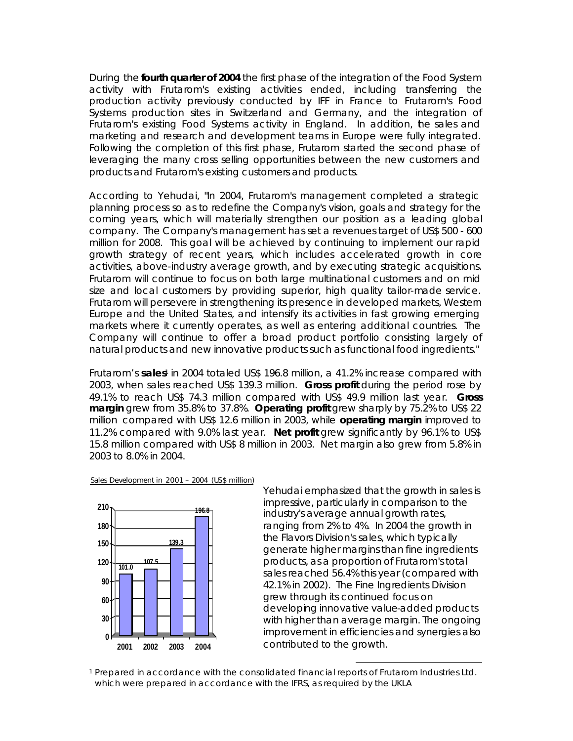During the **fourth quarter of 2004** the first phase of the integration of the Food System activity with Frutarom's existing activities ended, including transferring the production activity previously conducted by IFF in France to Frutarom's Food Systems production sites in Switzerland and Germany, and the integration of Frutarom's existing Food Systems activity in England. In addition, the sales and marketing and research and development teams in Europe were fully integrated. Following the completion of this first phase, Frutarom started the second phase of leveraging the many cross selling opportunities between the new customers and products and Frutarom's existing customers and products.

According to Yehudai, "In 2004, Frutarom's management completed a strategic planning process so as to redefine the Company's vision, goals and strategy for the coming years, which will materially strengthen our position as a leading global company. The Company's management has set a revenues target of US$ 500 - 600 million for 2008. This goal will be achieved by continuing to implement our rapid growth strategy of recent years, which includes accelerated growth in core activities, above-industry average growth, and by executing strategic acquisitions. Frutarom will continue to focus on both large multinational customers and on mid size and local customers by providing superior, high quality tailor-made service. Frutarom will persevere in strengthening its presence in developed markets, Western Europe and the United States, and intensify its activities in fast growing emerging markets where it currently operates, as well as entering additional countries. The Company will continue to offer a broad product portfolio consisting largely of natural products and new innovative products such as functional food ingredients."

Frutarom's **sales**[1] in 2004 totaled US$ 196.8 million, a 41.2% increase compared with 2003, when sales reached US$ 139.3 million. **Gross profit** during the period rose by 49.1% to reach US$ 74.3 million compared with US$ 49.9 million last year. **Gross margin** grew from 35.8% to 37.8%. **Operating profit** grew sharply by 75.2% to US$ 22 million compared with US$ 12.6 million in 2003, while **operating margin** improved to 11.2% compared with 9.0% last year. **Net profit** grew significantly by 96.1% to US$ 15.8 million compared with US$ 8 million in 2003. Net margin also grew from 5.8% in 2003 to 8.0% in 2004.

Sales Development in 2001 – 2004 (US$ million)

| Year | Sales (US$ million) |
|---|---|
| 2001 | 101.0 |
| 2002 | 107.5 |
| 2003 | 139.3 |
| 2004 | 196.8 |

Yehudai emphasized that the growth in sales is impressive, particularly in comparison to the industry's average annual growth rates, ranging from 2% to 4%. In 2004 the growth in the Flavors Division's sales, which typically generate higher margins than fine ingredients products, as a proportion of Frutarom's total sales reached 56.4% this year (compared with 42.1% in 2002). The Fine Ingredients Division grew through its continued focus on developing innovative value-added products with higher than average margin. The ongoing improvement in efficiencies and synergies also contributed to the growth.

---

[1] Prepared in accordance with the consolidated financial reports of Frutarom Industries Ltd. which were prepared in accordance with the IFRS, as required by the UKLA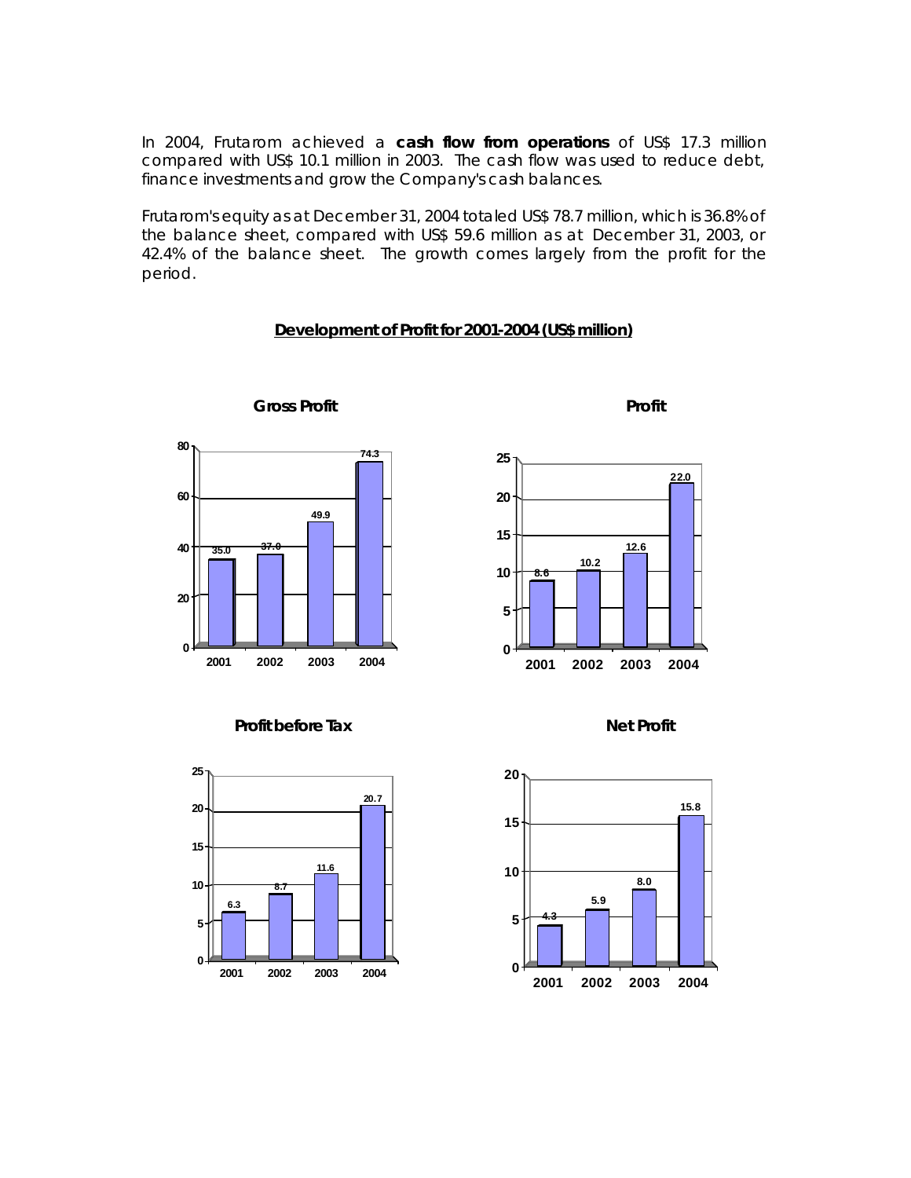In 2004, Frutarom achieved a **cash flow from operations** of US$ 17.3 million compared with US$ 10.1 million in 2003. The cash flow was used to reduce debt, finance investments and grow the Company's cash balances.

Frutarom's equity as at December 31, 2004 totaled US$ 78.7 million, which is 36.8% of the balance sheet, compared with US$ 59.6 million as at December 31, 2003, or 42.4% of the balance sheet. The growth comes largely from the profit for the period.

**Development of Profit for 2001-2004 (US$ million)**

**Gross Profit**

| 2001 | 2002 | 2003 | 2004 |
|---|---|---|---|
| 35.0 | 37.0 | 49.9 | 74.3 |

**Profit**

| 2001 | 2002 | 2003 | 2004 |
|---|---|---|---|
| 8.6 | 10.2 | 12.6 | 22.0 |

**Profit before Tax**

| 2001 | 2002 | 2003 | 2004 |
|---|---|---|---|
| 6.3 | 8.7 | 11.6 | 20.7 |

**Net Profit**

| 2001 | 2002 | 2003 | 2004 |
|---|---|---|---|
| 4.3 | 5.9 | 8.0 | 15.8 |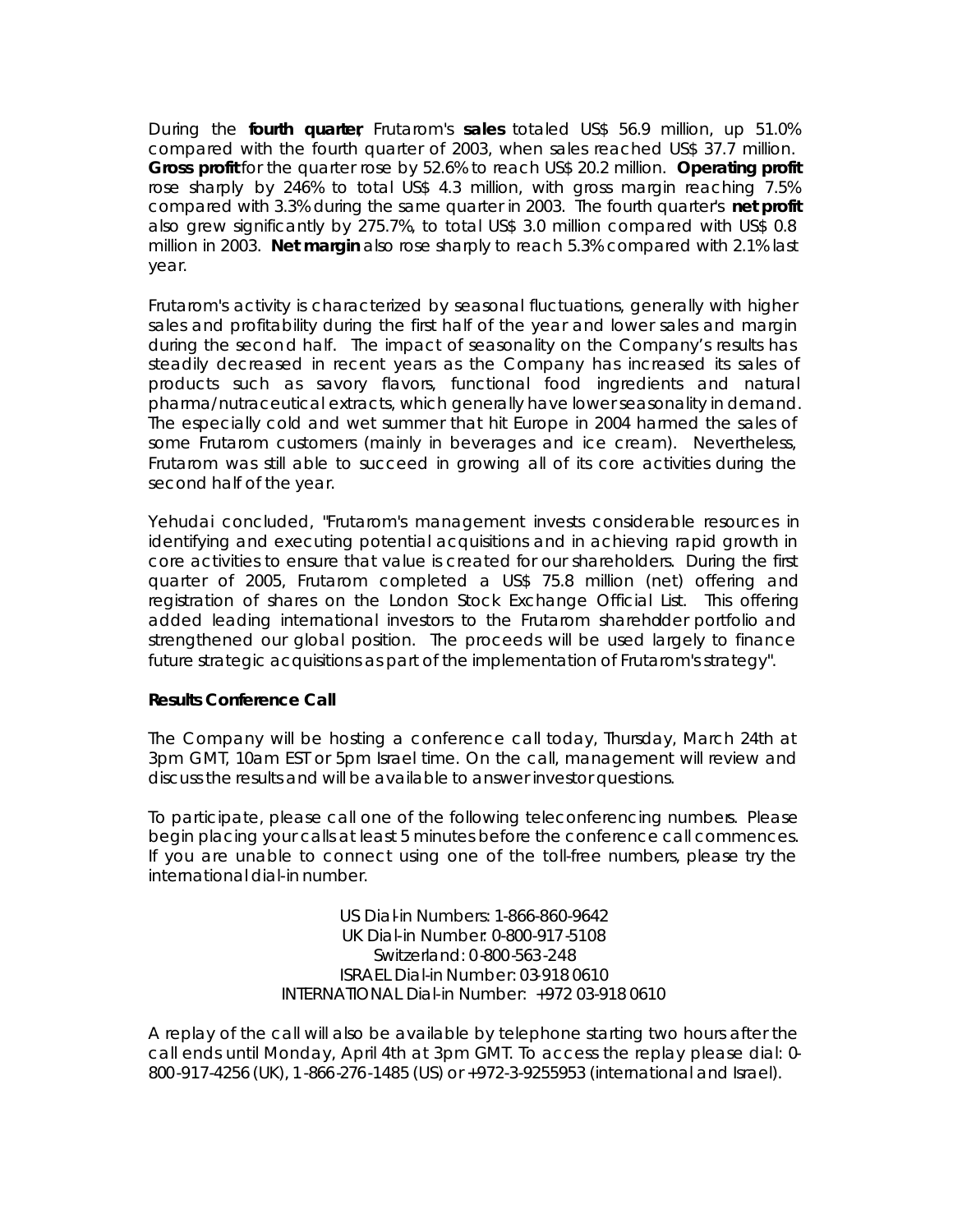During the **fourth quarter**, Frutarom's **sales** totaled US$ 56.9 million, up 51.0% compared with the fourth quarter of 2003, when sales reached US$ 37.7 million. **Gross profit** for the quarter rose by 52.6% to reach US$ 20.2 million. **Operating profit** rose sharply by 246% to total US$ 4.3 million, with gross margin reaching 7.5% compared with 3.3% during the same quarter in 2003. The fourth quarter's **net profit** also grew significantly by 275.7%, to total US$ 3.0 million compared with US$ 0.8 million in 2003. **Net margin** also rose sharply to reach 5.3% compared with 2.1% last year.

Frutarom's activity is characterized by seasonal fluctuations, generally with higher sales and profitability during the first half of the year and lower sales and margin during the second half. The impact of seasonality on the Company's results has steadily decreased in recent years as the Company has increased its sales of products such as savory flavors, functional food ingredients and natural pharma/nutraceutical extracts, which generally have lower seasonality in demand. The especially cold and wet summer that hit Europe in 2004 harmed the sales of some Frutarom customers (mainly in beverages and ice cream). Nevertheless, Frutarom was still able to succeed in growing all of its core activities during the second half of the year.

Yehudai concluded, "Frutarom's management invests considerable resources in identifying and executing potential acquisitions and in achieving rapid growth in core activities to ensure that value is created for our shareholders. During the first quarter of 2005, Frutarom completed a US$ 75.8 million (net) offering and registration of shares on the London Stock Exchange Official List. This offering added leading international investors to the Frutarom shareholder portfolio and strengthened our global position. The proceeds will be used largely to finance future strategic acquisitions as part of the implementation of Frutarom's strategy".

**Results Conference Call**

The Company will be hosting a conference call today, Thursday, March 24th at 3pm GMT, 10am EST or 5pm Israel time. On the call, management will review and discuss the results and will be available to answer investor questions.

To participate, please call one of the following teleconferencing numbers. Please begin placing your calls at least 5 minutes before the conference call commences. If you are unable to connect using one of the toll-free numbers, please try the international dial-in number.

US Dial-in Numbers: 1-866-860-9642
UK Dial-in Number: 0-800-917-5108
Switzerland: 0-800-563-248
ISRAEL Dial-in Number: 03-918 0610
INTERNATIONAL Dial-in Number: +972 03-918 0610

A replay of the call will also be available by telephone starting two hours after the call ends until Monday, April 4th at 3pm GMT. To access the replay please dial: 0-800-917-4256 (UK), 1-866-276-1485 (US) or +972-3-9255953 (international and Israel).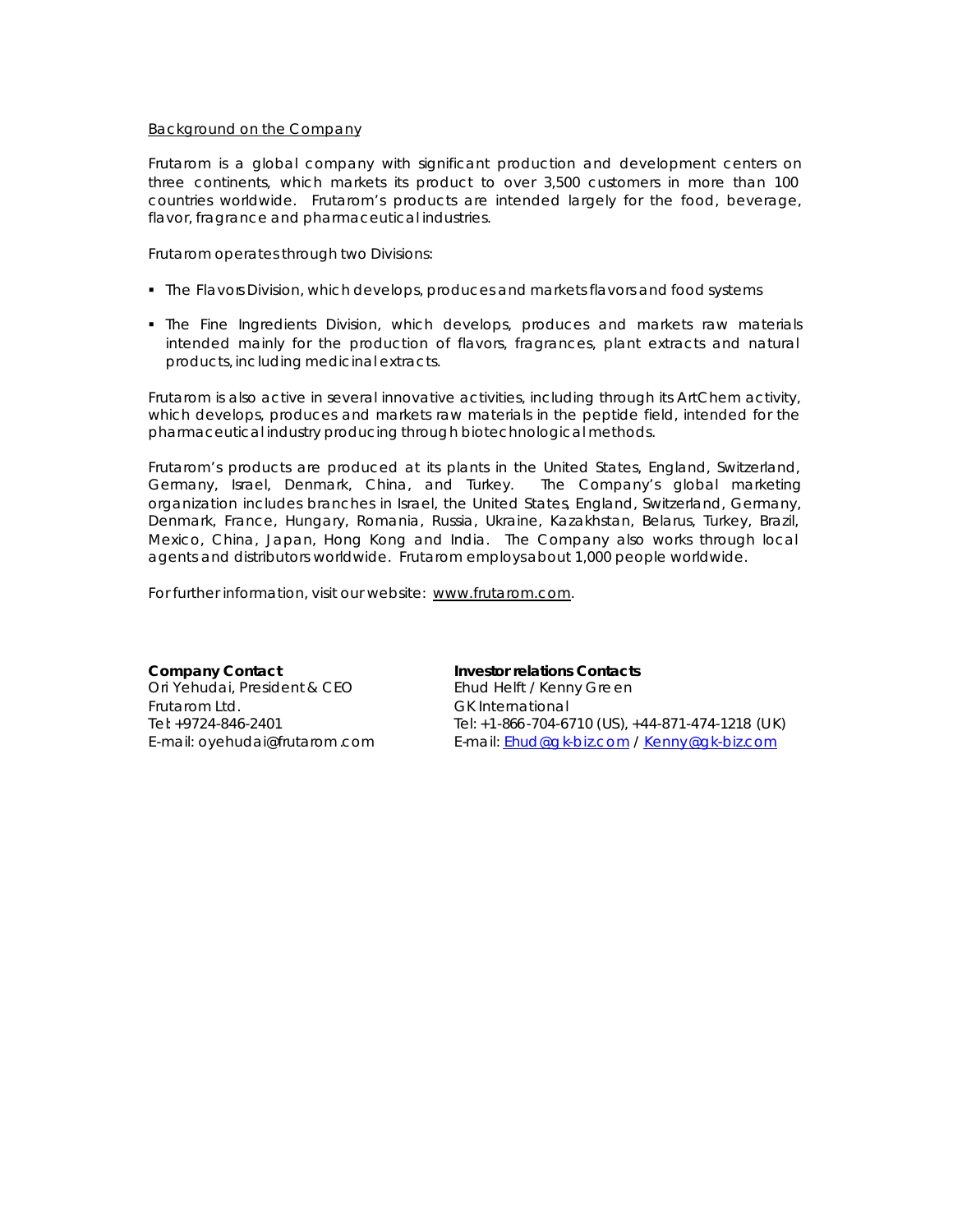Background on the Company

Frutarom is a global company with significant production and development centers on three continents, which markets its product to over 3,500 customers in more than 100 countries worldwide. Frutarom's products are intended largely for the food, beverage, flavor, fragrance and pharmaceutical industries.

Frutarom operates through two Divisions:

- The Flavors Division, which develops, produces and markets flavors and food systems
- The Fine Ingredients Division, which develops, produces and markets raw materials intended mainly for the production of flavors, fragrances, plant extracts and natural products, including medicinal extracts.

Frutarom is also active in several innovative activities, including through its ArtChem activity, which develops, produces and markets raw materials in the peptide field, intended for the pharmaceutical industry producing through biotechnological methods.

Frutarom's products are produced at its plants in the United States, England, Switzerland, Germany, Israel, Denmark, China, and Turkey. The Company's global marketing organization includes branches in Israel, the United States, England, Switzerland, Germany, Denmark, France, Hungary, Romania, Russia, Ukraine, Kazakhstan, Belarus, Turkey, Brazil, Mexico, China, Japan, Hong Kong and India. The Company also works through local agents and distributors worldwide. Frutarom employs about 1,000 people worldwide.

For further information, visit our website: www.frutarom.com.

**Company Contact**
Ori Yehudai, President & CEO
Frutarom Ltd.
Tel: +9724-846-2401
E-mail: oyehudai@frutarom.com

**Investor relations Contacts**
Ehud Helft / Kenny Green
GK International
Tel: +1-866-704-6710 (US), +44-871-474-1218 (UK)
E-mail: Ehud@gk-biz.com / Kenny@gk-biz.com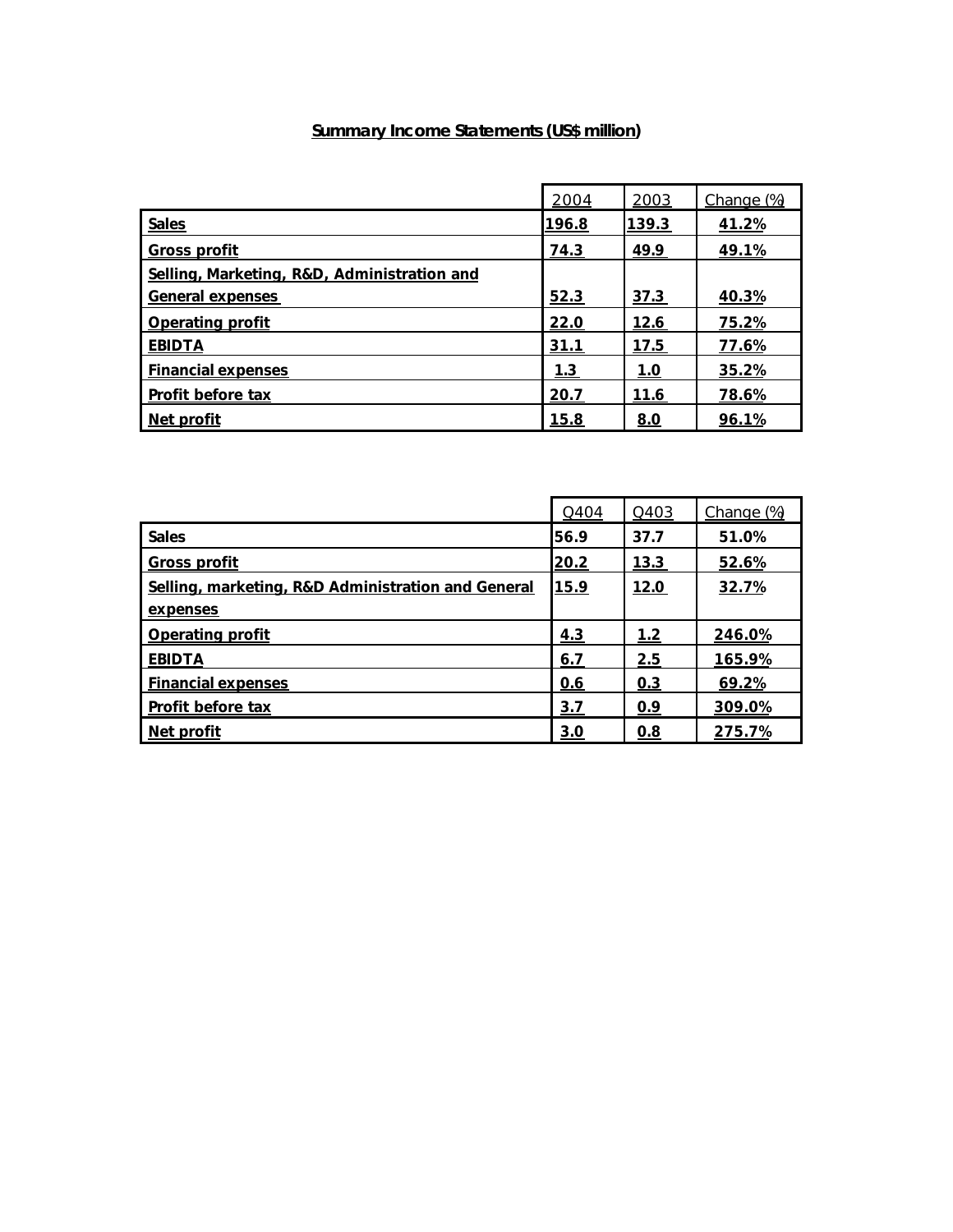**Summary Income Statements (US$ million)**

| | 2004 | 2003 | Change (%) |
|---|---|---|---|
| **Sales** | **196.8** | **139.3** | **41.2%** |
| **Gross profit** | **74.3** | **49.9** | **49.1%** |
| **Selling, Marketing, R&D, Administration and General expenses** | **52.3** | **37.3** | **40.3%** |
| **Operating profit** | **22.0** | **12.6** | **75.2%** |
| **EBIDTA** | **31.1** | **17.5** | **77.6%** |
| **Financial expenses** | **1.3** | **1.0** | **35.2%** |
| **Profit before tax** | **20.7** | **11.6** | **78.6%** |
| **Net profit** | **15.8** | **8.0** | **96.1%** |

| | Q404 | Q403 | Change (%) |
|---|---|---|---|
| **Sales** | **56.9** | **37.7** | **51.0%** |
| **Gross profit** | **20.2** | **13.3** | **52.6%** |
| **Selling, marketing, R&D Administration and General expenses** | **15.9** | **12.0** | **32.7%** |
| **Operating profit** | **4.3** | **1.2** | **246.0%** |
| **EBIDTA** | **6.7** | **2.5** | **165.9%** |
| **Financial expenses** | **0.6** | **0.3** | **69.2%** |
| **Profit before tax** | **3.7** | **0.9** | **309.0%** |
| **Net profit** | **3.0** | **0.8** | **275.7%** |